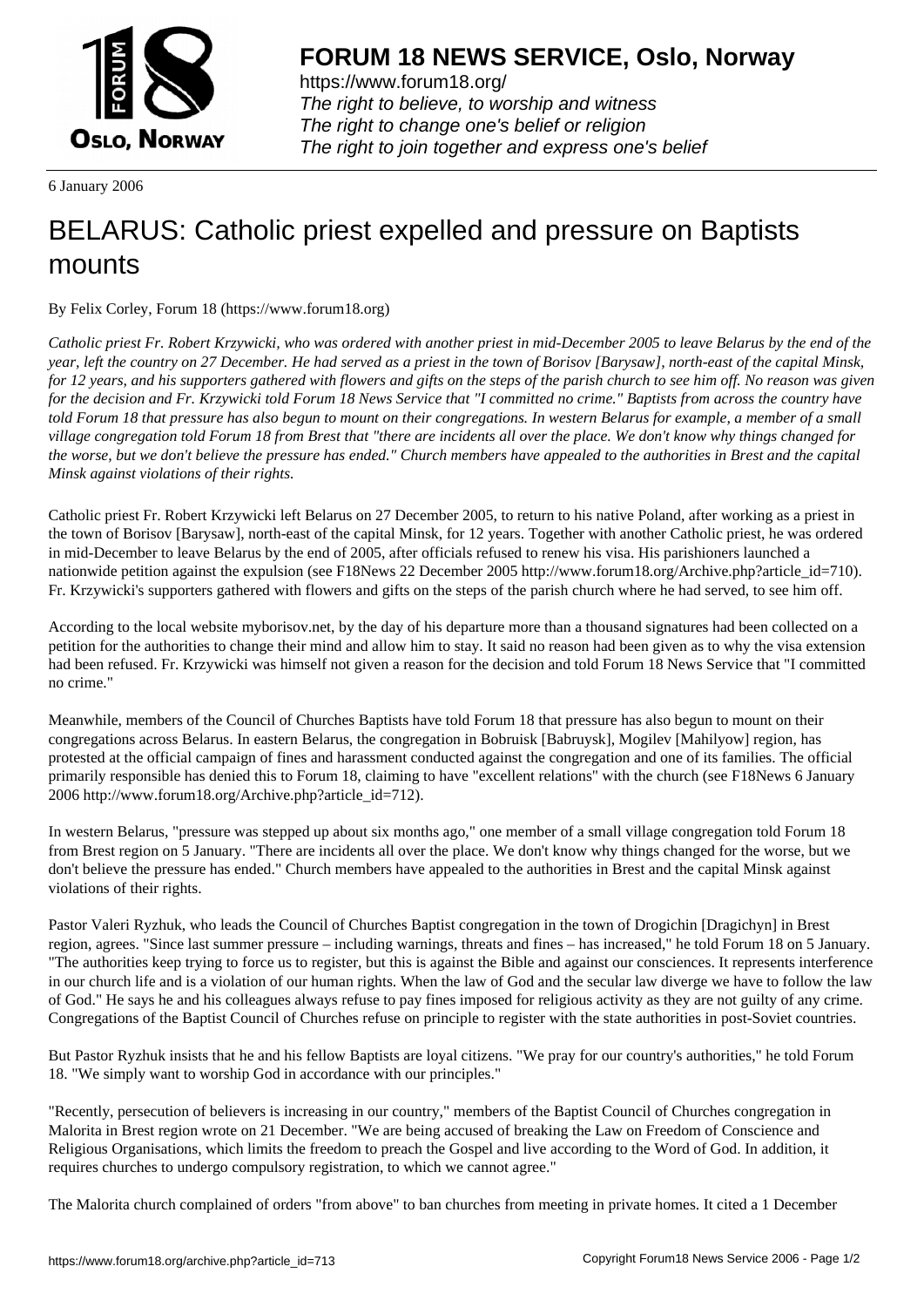6 January 2006

# BELARUS: Catholic priest expelled and pressure on Baptists mounts

By Felix Corley, Forum 18 (https://www.forum18.org)

*Catholic priest Fr. Robert Krzywicki, who was ordered with another priest in mid-December 2005 to leave Belarus by the end of the year, left the country on 27 December. He had served as a priest in the town of Borisov [Barysaw], north-east of the capital Minsk, for 12 years, and his supporters gathered with flowers and gifts on the steps of the parish church to see him off. No reason was given for the decision and Fr. Krzywicki told Forum 18 News Service that "I committed no crime." Baptists from across the country have told Forum 18 that pressure has also begun to mount on their congregations. In western Belarus for example, a member of a small village congregation told Forum 18 from Brest that "there are incidents all over the place. We don't know why things changed for the worse, but we don't believe the pressure has ended." Church members have appealed to the authorities in Brest and the capital Minsk against violations of their rights.*

Catholic priest Fr. Robert Krzywicki left Belarus on 27 December 2005, to return to his native Poland, after working as a priest in the town of Borisov [Barysaw], north-east of the capital Minsk, for 12 years. Together with another Catholic priest, he was ordered in mid-December to leave Belarus by the end of 2005, after officials refused to renew his visa. His parishioners launched a nationwide petition against the expulsion (see F18News 22 December 2005 http://www.forum18.org/Archive.php?article_id=710). Fr. Krzywicki's supporters gathered with flowers and gifts on the steps of the parish church where he had served, to see him off.

According to the local website myborisov.net, by the day of his departure more than a thousand signatures had been collected on a petition for the authorities to change their mind and allow him to stay. It said no reason had been given as to why the visa extension had been refused. Fr. Krzywicki was himself not given a reason for the decision and told Forum 18 News Service that "I committed no crime."

Meanwhile, members of the Council of Churches Baptists have told Forum 18 that pressure has also begun to mount on their congregations across Belarus. In eastern Belarus, the congregation in Bobruisk [Babruysk], Mogilev [Mahilyow] region, has protested at the official campaign of fines and harassment conducted against the congregation and one of its families. The official primarily responsible has denied this to Forum 18, claiming to have "excellent relations" with the church (see F18News 6 January 2006 http://www.forum18.org/Archive.php?article_id=712).

In western Belarus, "pressure was stepped up about six months ago," one member of a small village congregation told Forum 18 from Brest region on 5 January. "There are incidents all over the place. We don't know why things changed for the worse, but we don't believe the pressure has ended." Church members have appealed to the authorities in Brest and the capital Minsk against violations of their rights.

Pastor Valeri Ryzhuk, who leads the Council of Churches Baptist congregation in the town of Drogichin [Dragichyn] in Brest region, agrees. "Since last summer pressure – including warnings, threats and fines – has increased," he told Forum 18 on 5 January. "The authorities keep trying to force us to register, but this is against the Bible and against our consciences. It represents interference in our church life and is a violation of our human rights. When the law of God and the secular law diverge we have to follow the law of God." He says he and his colleagues always refuse to pay fines imposed for religious activity as they are not guilty of any crime. Congregations of the Baptist Council of Churches refuse on principle to register with the state authorities in post-Soviet countries.

But Pastor Ryzhuk insists that he and his fellow Baptists are loyal citizens. "We pray for our country's authorities," he told Forum 18. "We simply want to worship God in accordance with our principles."

"Recently, persecution of believers is increasing in our country," members of the Baptist Council of Churches congregation in Malorita in Brest region wrote on 21 December. "We are being accused of breaking the Law on Freedom of Conscience and Religious Organisations, which limits the freedom to preach the Gospel and live according to the Word of God. In addition, it requires churches to undergo compulsory registration, to which we cannot agree."

The Malorita church complained of orders "from above" to ban churches from meeting in private homes. It cited a 1 December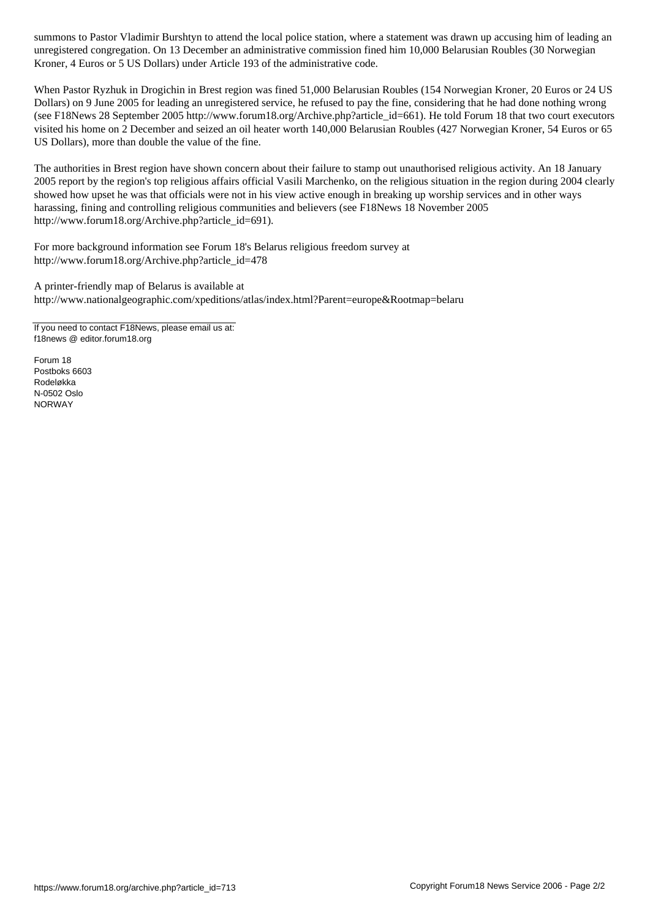summons to Pastor Vladimir Burshtyn to attend the local police station, where a statement was drawn up accusing him of leading an unregistered congregation. On 13 December an administrative commission fined him 10,000 Belarusian Roubles (30 Norwegian Kroner, 4 Euros or 5 US Dollars) under Article 193 of the administrative code.

When Pastor Ryzhuk in Drogichin in Brest region was fined 51,000 Belarusian Roubles (154 Norwegian Kroner, 20 Euros or 24 US Dollars) on 9 June 2005 for leading an unregistered service, he refused to pay the fine, considering that he had done nothing wrong (see F18News 28 September 2005 http://www.forum18.org/Archive.php?article_id=661). He told Forum 18 that two court executors visited his home on 2 December and seized an oil heater worth 140,000 Belarusian Roubles (427 Norwegian Kroner, 54 Euros or 65 US Dollars), more than double the value of the fine.

The authorities in Brest region have shown concern about their failure to stamp out unauthorised religious activity. An 18 January 2005 report by the region's top religious affairs official Vasili Marchenko, on the religious situation in the region during 2004 clearly showed how upset he was that officials were not in his view active enough in breaking up worship services and in other ways harassing, fining and controlling religious communities and believers (see F18News 18 November 2005 http://www.forum18.org/Archive.php?article_id=691).

For more background information see Forum 18's Belarus religious freedom survey at http://www.forum18.org/Archive.php?article_id=478

A printer-friendly map of Belarus is available at http://www.nationalgeographic.com/xpeditions/atlas/index.html?Parent=europe&Rootmap=belaru

---

If you need to contact F18News, please email us at:
f18news @ editor.forum18.org

Forum 18
Postboks 6603
Rodeløkka
N-0502 Oslo
NORWAY